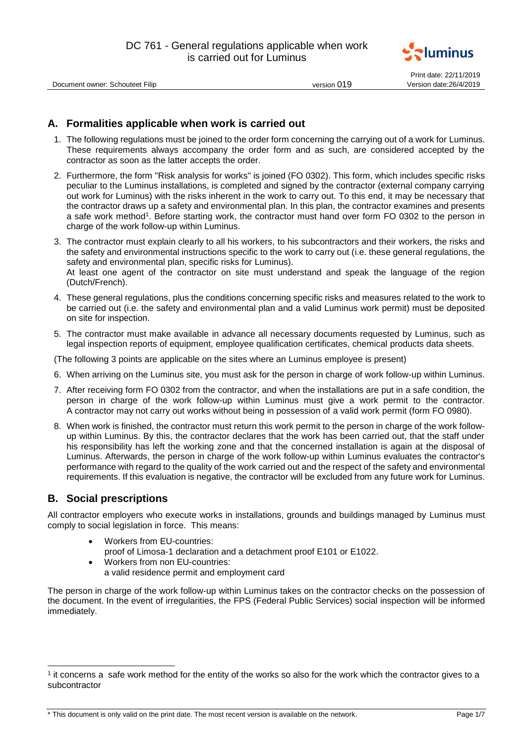# DC 761 - General regulations applicable when work is carried out for Luminus

Document owner: Schouteet Filip — version 019 — Print date: 22/11/2019 — Version date:26/4/2019

## A. Formalities applicable when work is carried out

1. The following regulations must be joined to the order form concerning the carrying out of a work for Luminus. These requirements always accompany the order form and as such, are considered accepted by the contractor as soon as the latter accepts the order.
2. Furthermore, the form "Risk analysis for works" is joined (FO 0302). This form, which includes specific risks peculiar to the Luminus installations, is completed and signed by the contractor (external company carrying out work for Luminus) with the risks inherent in the work to carry out. To this end, it may be necessary that the contractor draws up a safety and environmental plan. In this plan, the contractor examines and presents a safe work method[1]. Before starting work, the contractor must hand over form FO 0302 to the person in charge of the work follow-up within Luminus.
3. The contractor must explain clearly to all his workers, to his subcontractors and their workers, the risks and the safety and environmental instructions specific to the work to carry out (i.e. these general regulations, the safety and environmental plan, specific risks for Luminus).
   At least one agent of the contractor on site must understand and speak the language of the region (Dutch/French).
4. These general regulations, plus the conditions concerning specific risks and measures related to the work to be carried out (i.e. the safety and environmental plan and a valid Luminus work permit) must be deposited on site for inspection.
5. The contractor must make available in advance all necessary documents requested by Luminus, such as legal inspection reports of equipment, employee qualification certificates, chemical products data sheets.

(The following 3 points are applicable on the sites where an Luminus employee is present)

6. When arriving on the Luminus site, you must ask for the person in charge of work follow-up within Luminus.
7. After receiving form FO 0302 from the contractor, and when the installations are put in a safe condition, the person in charge of the work follow-up within Luminus must give a work permit to the contractor. A contractor may not carry out works without being in possession of a valid work permit (form FO 0980).
8. When work is finished, the contractor must return this work permit to the person in charge of the work follow-up within Luminus. By this, the contractor declares that the work has been carried out, that the staff under his responsibility has left the working zone and that the concerned installation is again at the disposal of Luminus. Afterwards, the person in charge of the work follow-up within Luminus evaluates the contractor's performance with regard to the quality of the work carried out and the respect of the safety and environmental requirements. If this evaluation is negative, the contractor will be excluded from any future work for Luminus.

## B. Social prescriptions

All contractor employers who execute works in installations, grounds and buildings managed by Luminus must comply to social legislation in force. This means:

- Workers from EU-countries:
  proof of Limosa-1 declaration and a detachment proof E101 or E1022.
- Workers from non EU-countries:
  a valid residence permit and employment card

The person in charge of the work follow-up within Luminus takes on the contractor checks on the possession of the document. In the event of irregularities, the FPS (Federal Public Services) social inspection will be informed immediately.

[1] it concerns a safe work method for the entity of the works so also for the work which the contractor gives to a subcontractor

\* This document is only valid on the print date. The most recent version is available on the network.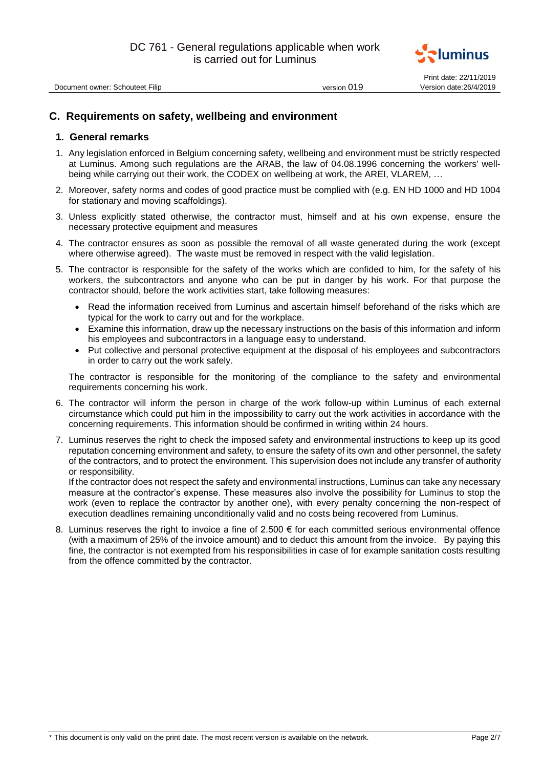## C. Requirements on safety, wellbeing and environment

### 1. General remarks

1. Any legislation enforced in Belgium concerning safety, wellbeing and environment must be strictly respected at Luminus. Among such regulations are the ARAB, the law of 04.08.1996 concerning the workers' well-being while carrying out their work, the CODEX on wellbeing at work, the AREI, VLAREM, …

2. Moreover, safety norms and codes of good practice must be complied with (e.g. EN HD 1000 and HD 1004 for stationary and moving scaffoldings).

3. Unless explicitly stated otherwise, the contractor must, himself and at his own expense, ensure the necessary protective equipment and measures

4. The contractor ensures as soon as possible the removal of all waste generated during the work (except where otherwise agreed). The waste must be removed in respect with the valid legislation.

5. The contractor is responsible for the safety of the works which are confided to him, for the safety of his workers, the subcontractors and anyone who can be put in danger by his work. For that purpose the contractor should, before the work activities start, take following measures:

   - Read the information received from Luminus and ascertain himself beforehand of the risks which are typical for the work to carry out and for the workplace.
   - Examine this information, draw up the necessary instructions on the basis of this information and inform his employees and subcontractors in a language easy to understand.
   - Put collective and personal protective equipment at the disposal of his employees and subcontractors in order to carry out the work safely.

   The contractor is responsible for the monitoring of the compliance to the safety and environmental requirements concerning his work.

6. The contractor will inform the person in charge of the work follow-up within Luminus of each external circumstance which could put him in the impossibility to carry out the work activities in accordance with the concerning requirements. This information should be confirmed in writing within 24 hours.

7. Luminus reserves the right to check the imposed safety and environmental instructions to keep up its good reputation concerning environment and safety, to ensure the safety of its own and other personnel, the safety of the contractors, and to protect the environment. This supervision does not include any transfer of authority or responsibility.
   If the contractor does not respect the safety and environmental instructions, Luminus can take any necessary measure at the contractor's expense. These measures also involve the possibility for Luminus to stop the work (even to replace the contractor by another one), with every penalty concerning the non-respect of execution deadlines remaining unconditionally valid and no costs being recovered from Luminus.

8. Luminus reserves the right to invoice a fine of 2.500 € for each committed serious environmental offence (with a maximum of 25% of the invoice amount) and to deduct this amount from the invoice. By paying this fine, the contractor is not exempted from his responsibilities in case of for example sanitation costs resulting from the offence committed by the contractor.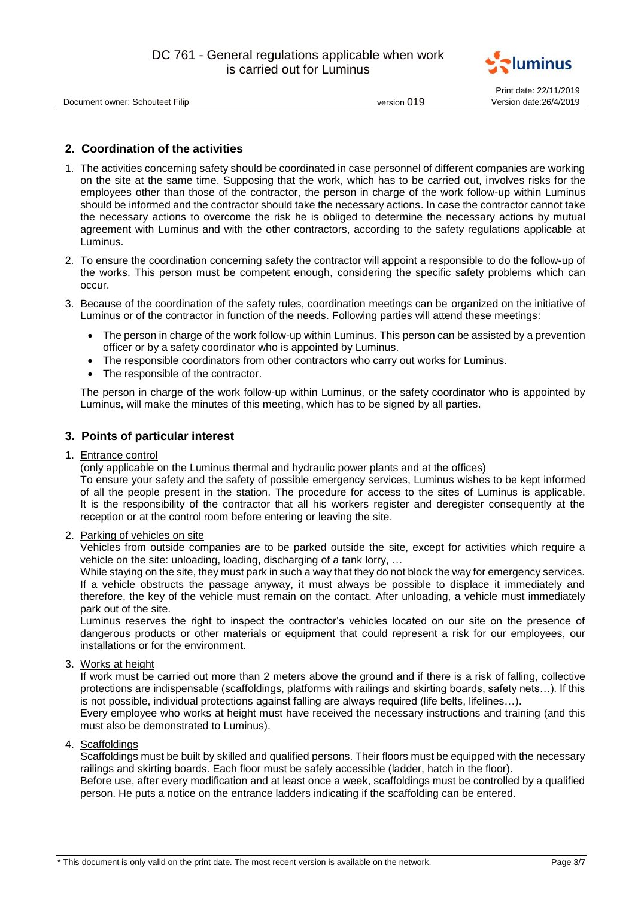## 2. Coordination of the activities

1. The activities concerning safety should be coordinated in case personnel of different companies are working on the site at the same time. Supposing that the work, which has to be carried out, involves risks for the employees other than those of the contractor, the person in charge of the work follow-up within Luminus should be informed and the contractor should take the necessary actions. In case the contractor cannot take the necessary actions to overcome the risk he is obliged to determine the necessary actions by mutual agreement with Luminus and with the other contractors, according to the safety regulations applicable at Luminus.

2. To ensure the coordination concerning safety the contractor will appoint a responsible to do the follow-up of the works. This person must be competent enough, considering the specific safety problems which can occur.

3. Because of the coordination of the safety rules, coordination meetings can be organized on the initiative of Luminus or of the contractor in function of the needs. Following parties will attend these meetings:

   - The person in charge of the work follow-up within Luminus. This person can be assisted by a prevention officer or by a safety coordinator who is appointed by Luminus.
   - The responsible coordinators from other contractors who carry out works for Luminus.
   - The responsible of the contractor.

   The person in charge of the work follow-up within Luminus, or the safety coordinator who is appointed by Luminus, will make the minutes of this meeting, which has to be signed by all parties.

## 3. Points of particular interest

1. <u>Entrance control</u>
   (only applicable on the Luminus thermal and hydraulic power plants and at the offices)
   To ensure your safety and the safety of possible emergency services, Luminus wishes to be kept informed of all the people present in the station. The procedure for access to the sites of Luminus is applicable. It is the responsibility of the contractor that all his workers register and deregister consequently at the reception or at the control room before entering or leaving the site.

2. <u>Parking of vehicles on site</u>
   Vehicles from outside companies are to be parked outside the site, except for activities which require a vehicle on the site: unloading, loading, discharging of a tank lorry, …
   While staying on the site, they must park in such a way that they do not block the way for emergency services. If a vehicle obstructs the passage anyway, it must always be possible to displace it immediately and therefore, the key of the vehicle must remain on the contact. After unloading, a vehicle must immediately park out of the site.
   Luminus reserves the right to inspect the contractor's vehicles located on our site on the presence of dangerous products or other materials or equipment that could represent a risk for our employees, our installations or for the environment.

3. <u>Works at height</u>
   If work must be carried out more than 2 meters above the ground and if there is a risk of falling, collective protections are indispensable (scaffoldings, platforms with railings and skirting boards, safety nets…). If this is not possible, individual protections against falling are always required (life belts, lifelines…).
   Every employee who works at height must have received the necessary instructions and training (and this must also be demonstrated to Luminus).

4. <u>Scaffoldings</u>
   Scaffoldings must be built by skilled and qualified persons. Their floors must be equipped with the necessary railings and skirting boards. Each floor must be safely accessible (ladder, hatch in the floor).
   Before use, after every modification and at least once a week, scaffoldings must be controlled by a qualified person. He puts a notice on the entrance ladders indicating if the scaffolding can be entered.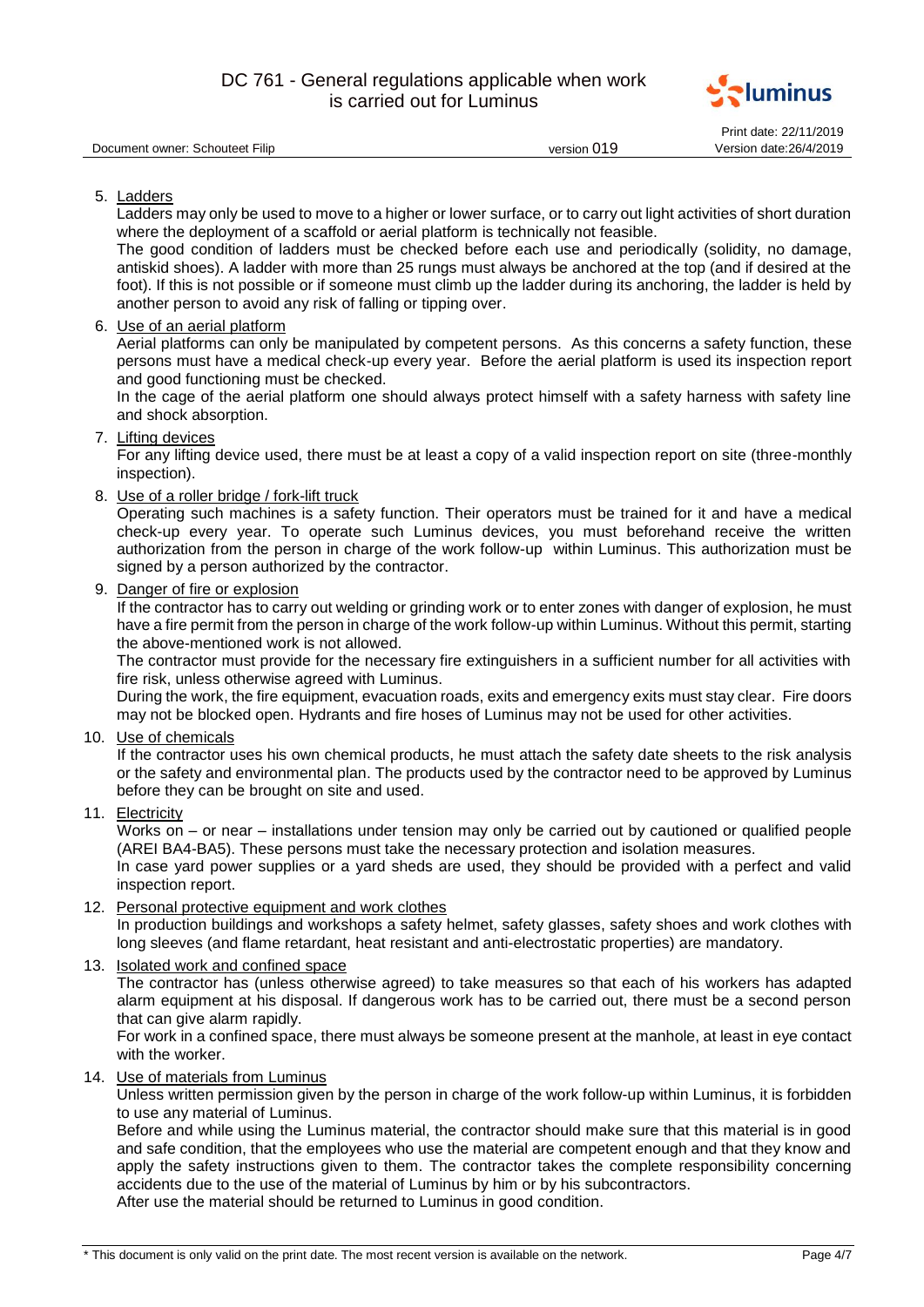5. Ladders

   Ladders may only be used to move to a higher or lower surface, or to carry out light activities of short duration where the deployment of a scaffold or aerial platform is technically not feasible.

   The good condition of ladders must be checked before each use and periodically (solidity, no damage, antiskid shoes). A ladder with more than 25 rungs must always be anchored at the top (and if desired at the foot). If this is not possible or if someone must climb up the ladder during its anchoring, the ladder is held by another person to avoid any risk of falling or tipping over.

6. Use of an aerial platform

   Aerial platforms can only be manipulated by competent persons. As this concerns a safety function, these persons must have a medical check-up every year. Before the aerial platform is used its inspection report and good functioning must be checked.

   In the cage of the aerial platform one should always protect himself with a safety harness with safety line and shock absorption.

7. Lifting devices

   For any lifting device used, there must be at least a copy of a valid inspection report on site (three-monthly inspection).

8. Use of a roller bridge / fork-lift truck

   Operating such machines is a safety function. Their operators must be trained for it and have a medical check-up every year. To operate such Luminus devices, you must beforehand receive the written authorization from the person in charge of the work follow-up within Luminus. This authorization must be signed by a person authorized by the contractor.

9. Danger of fire or explosion

   If the contractor has to carry out welding or grinding work or to enter zones with danger of explosion, he must have a fire permit from the person in charge of the work follow-up within Luminus. Without this permit, starting the above-mentioned work is not allowed.

   The contractor must provide for the necessary fire extinguishers in a sufficient number for all activities with fire risk, unless otherwise agreed with Luminus.

   During the work, the fire equipment, evacuation roads, exits and emergency exits must stay clear. Fire doors may not be blocked open. Hydrants and fire hoses of Luminus may not be used for other activities.

10. Use of chemicals

    If the contractor uses his own chemical products, he must attach the safety date sheets to the risk analysis or the safety and environmental plan. The products used by the contractor need to be approved by Luminus before they can be brought on site and used.

11. Electricity

    Works on – or near – installations under tension may only be carried out by cautioned or qualified people (AREI BA4-BA5). These persons must take the necessary protection and isolation measures.

    In case yard power supplies or a yard sheds are used, they should be provided with a perfect and valid inspection report.

12. Personal protective equipment and work clothes

    In production buildings and workshops a safety helmet, safety glasses, safety shoes and work clothes with long sleeves (and flame retardant, heat resistant and anti-electrostatic properties) are mandatory.

13. Isolated work and confined space

    The contractor has (unless otherwise agreed) to take measures so that each of his workers has adapted alarm equipment at his disposal. If dangerous work has to be carried out, there must be a second person that can give alarm rapidly.

    For work in a confined space, there must always be someone present at the manhole, at least in eye contact with the worker.

14. Use of materials from Luminus

    Unless written permission given by the person in charge of the work follow-up within Luminus, it is forbidden to use any material of Luminus.

    Before and while using the Luminus material, the contractor should make sure that this material is in good and safe condition, that the employees who use the material are competent enough and that they know and apply the safety instructions given to them. The contractor takes the complete responsibility concerning accidents due to the use of the material of Luminus by him or by his subcontractors.

    After use the material should be returned to Luminus in good condition.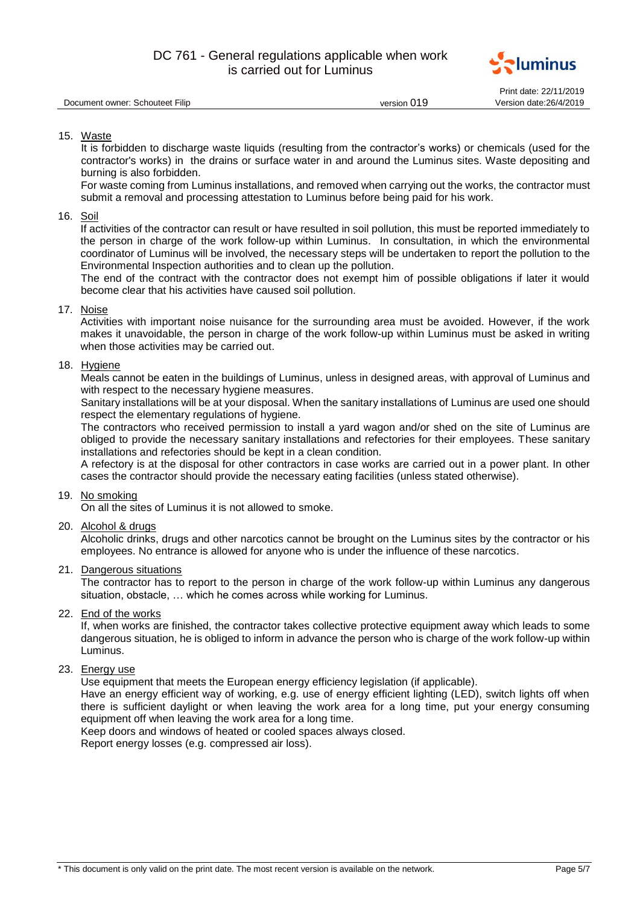15. Waste

    It is forbidden to discharge waste liquids (resulting from the contractor's works) or chemicals (used for the contractor's works) in the drains or surface water in and around the Luminus sites. Waste depositing and burning is also forbidden.

    For waste coming from Luminus installations, and removed when carrying out the works, the contractor must submit a removal and processing attestation to Luminus before being paid for his work.

16. Soil

    If activities of the contractor can result or have resulted in soil pollution, this must be reported immediately to the person in charge of the work follow-up within Luminus. In consultation, in which the environmental coordinator of Luminus will be involved, the necessary steps will be undertaken to report the pollution to the Environmental Inspection authorities and to clean up the pollution.

    The end of the contract with the contractor does not exempt him of possible obligations if later it would become clear that his activities have caused soil pollution.

17. Noise

    Activities with important noise nuisance for the surrounding area must be avoided. However, if the work makes it unavoidable, the person in charge of the work follow-up within Luminus must be asked in writing when those activities may be carried out.

18. Hygiene

    Meals cannot be eaten in the buildings of Luminus, unless in designed areas, with approval of Luminus and with respect to the necessary hygiene measures.

    Sanitary installations will be at your disposal. When the sanitary installations of Luminus are used one should respect the elementary regulations of hygiene.

    The contractors who received permission to install a yard wagon and/or shed on the site of Luminus are obliged to provide the necessary sanitary installations and refectories for their employees. These sanitary installations and refectories should be kept in a clean condition.

    A refectory is at the disposal for other contractors in case works are carried out in a power plant. In other cases the contractor should provide the necessary eating facilities (unless stated otherwise).

19. No smoking

    On all the sites of Luminus it is not allowed to smoke.

20. Alcohol & drugs

    Alcoholic drinks, drugs and other narcotics cannot be brought on the Luminus sites by the contractor or his employees. No entrance is allowed for anyone who is under the influence of these narcotics.

21. Dangerous situations

    The contractor has to report to the person in charge of the work follow-up within Luminus any dangerous situation, obstacle, … which he comes across while working for Luminus.

22. End of the works

    If, when works are finished, the contractor takes collective protective equipment away which leads to some dangerous situation, he is obliged to inform in advance the person who is charge of the work follow-up within Luminus.

23. Energy use

    Use equipment that meets the European energy efficiency legislation (if applicable).

    Have an energy efficient way of working, e.g. use of energy efficient lighting (LED), switch lights off when there is sufficient daylight or when leaving the work area for a long time, put your energy consuming equipment off when leaving the work area for a long time.

    Keep doors and windows of heated or cooled spaces always closed.

    Report energy losses (e.g. compressed air loss).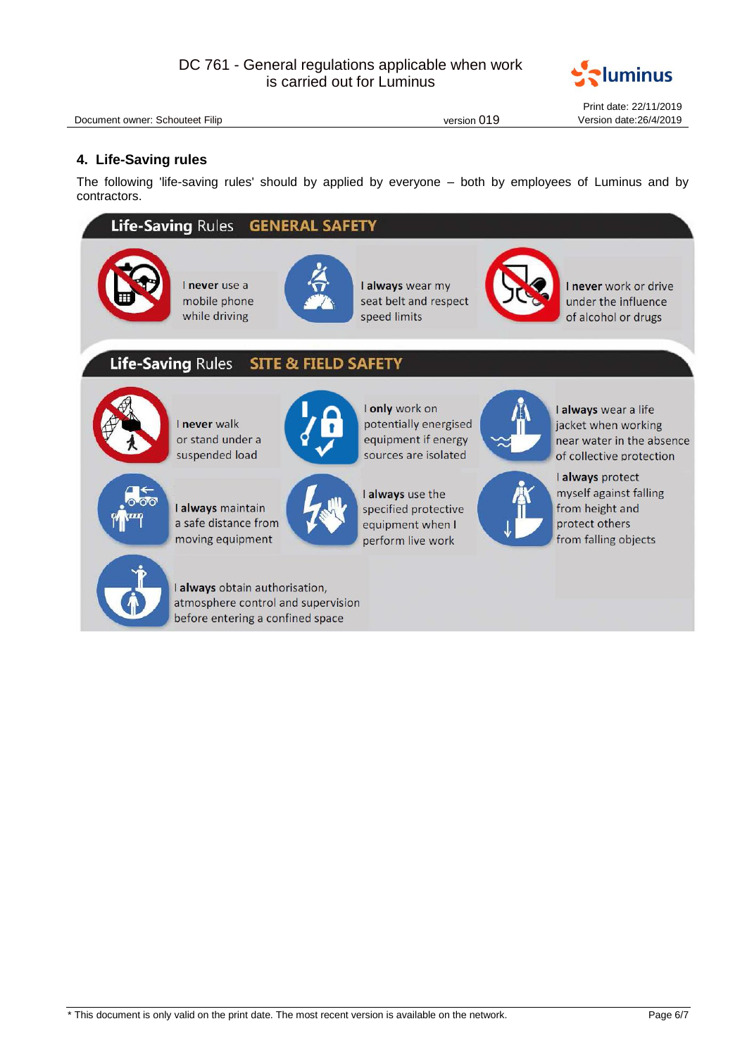## 4. Life-Saving rules

The following 'life-saving rules' should by applied by everyone – both by employees of Luminus and by contractors.

**Life-Saving** Rules **GENERAL SAFETY**

- I **never** use a mobile phone while driving
- I **always** wear my seat belt and respect speed limits
- I **never** work or drive under the influence of alcohol or drugs

**Life-Saving** Rules **SITE & FIELD SAFETY**

- I **never** walk or stand under a suspended load
- I **only** work on potentially energised equipment if energy sources are isolated
- I **always** wear a life jacket when working near water in the absence of collective protection
- I **always** maintain a safe distance from moving equipment
- I **always** use the specified protective equipment when I perform live work
- I **always** protect myself against falling from height and protect others from falling objects
- I **always** obtain authorisation, atmosphere control and supervision before entering a confined space

\* This document is only valid on the print date. The most recent version is available on the network.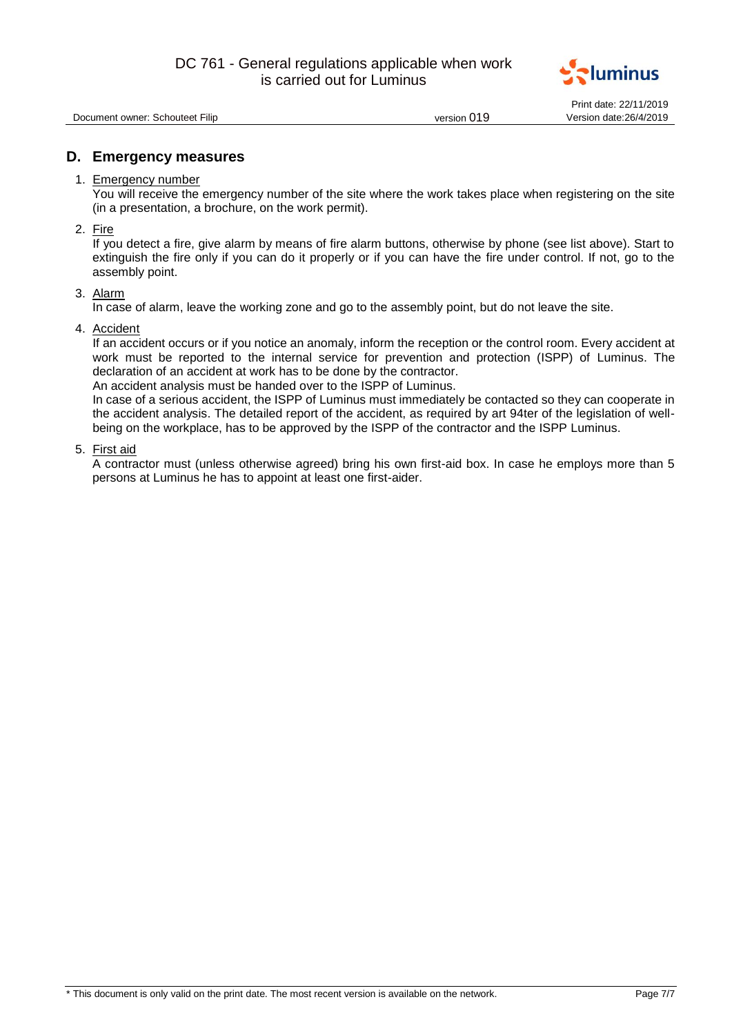## D. Emergency measures

1. Emergency number

   You will receive the emergency number of the site where the work takes place when registering on the site (in a presentation, a brochure, on the work permit).

2. Fire

   If you detect a fire, give alarm by means of fire alarm buttons, otherwise by phone (see list above). Start to extinguish the fire only if you can do it properly or if you can have the fire under control. If not, go to the assembly point.

3. Alarm

   In case of alarm, leave the working zone and go to the assembly point, but do not leave the site.

4. Accident

   If an accident occurs or if you notice an anomaly, inform the reception or the control room. Every accident at work must be reported to the internal service for prevention and protection (ISPP) of Luminus. The declaration of an accident at work has to be done by the contractor.

   An accident analysis must be handed over to the ISPP of Luminus.

   In case of a serious accident, the ISPP of Luminus must immediately be contacted so they can cooperate in the accident analysis. The detailed report of the accident, as required by art 94ter of the legislation of well-being on the workplace, has to be approved by the ISPP of the contractor and the ISPP Luminus.

5. First aid

   A contractor must (unless otherwise agreed) bring his own first-aid box. In case he employs more than 5 persons at Luminus he has to appoint at least one first-aider.